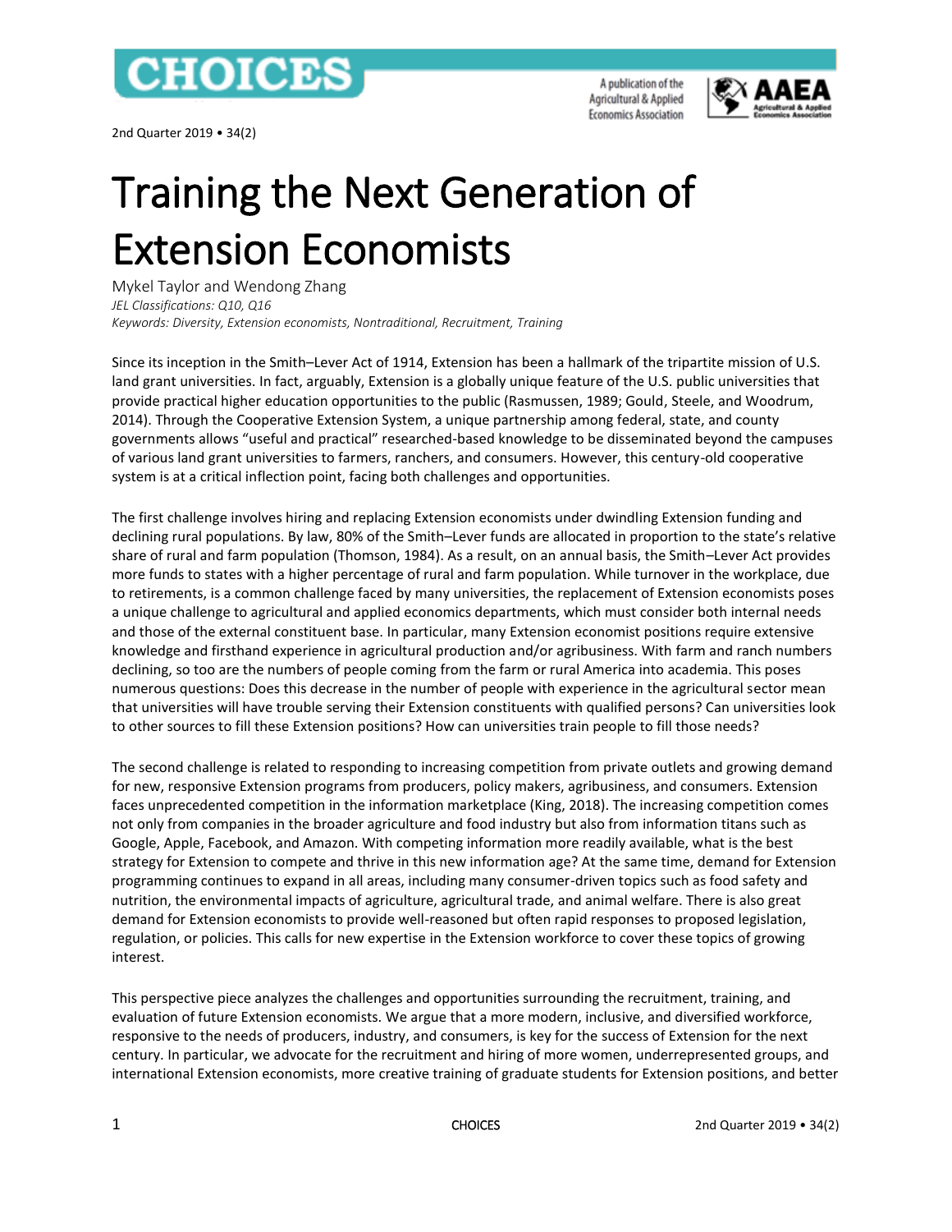# Training the Next Generation of Extension Economists

Mykel Taylor and Wendong Zhang

*JEL Classifications: Q10, Q16*

*Keywords: Diversity, Extension economists, Nontraditional, Recruitment, Training*

Since its inception in the Smith–Lever Act of 1914, Extension has been a hallmark of the tripartite mission of U.S. land grant universities. In fact, arguably, Extension is a globally unique feature of the U.S. public universities that provide practical higher education opportunities to the public (Rasmussen, 1989; Gould, Steele, and Woodrum, 2014). Through the Cooperative Extension System, a unique partnership among federal, state, and county governments allows "useful and practical" researched-based knowledge to be disseminated beyond the campuses of various land grant universities to farmers, ranchers, and consumers. However, this century-old cooperative system is at a critical inflection point, facing both challenges and opportunities.

The first challenge involves hiring and replacing Extension economists under dwindling Extension funding and declining rural populations. By law, 80% of the Smith–Lever funds are allocated in proportion to the state's relative share of rural and farm population (Thomson, 1984). As a result, on an annual basis, the Smith–Lever Act provides more funds to states with a higher percentage of rural and farm population. While turnover in the workplace, due to retirements, is a common challenge faced by many universities, the replacement of Extension economists poses a unique challenge to agricultural and applied economics departments, which must consider both internal needs and those of the external constituent base. In particular, many Extension economist positions require extensive knowledge and firsthand experience in agricultural production and/or agribusiness. With farm and ranch numbers declining, so too are the numbers of people coming from the farm or rural America into academia. This poses numerous questions: Does this decrease in the number of people with experience in the agricultural sector mean that universities will have trouble serving their Extension constituents with qualified persons? Can universities look to other sources to fill these Extension positions? How can universities train people to fill those needs?

The second challenge is related to responding to increasing competition from private outlets and growing demand for new, responsive Extension programs from producers, policy makers, agribusiness, and consumers. Extension faces unprecedented competition in the information marketplace (King, 2018). The increasing competition comes not only from companies in the broader agriculture and food industry but also from information titans such as Google, Apple, Facebook, and Amazon. With competing information more readily available, what is the best strategy for Extension to compete and thrive in this new information age? At the same time, demand for Extension programming continues to expand in all areas, including many consumer-driven topics such as food safety and nutrition, the environmental impacts of agriculture, agricultural trade, and animal welfare. There is also great demand for Extension economists to provide well-reasoned but often rapid responses to proposed legislation, regulation, or policies. This calls for new expertise in the Extension workforce to cover these topics of growing interest.

This perspective piece analyzes the challenges and opportunities surrounding the recruitment, training, and evaluation of future Extension economists. We argue that a more modern, inclusive, and diversified workforce, responsive to the needs of producers, industry, and consumers, is key for the success of Extension for the next century. In particular, we advocate for the recruitment and hiring of more women, underrepresented groups, and international Extension economists, more creative training of graduate students for Extension positions, and better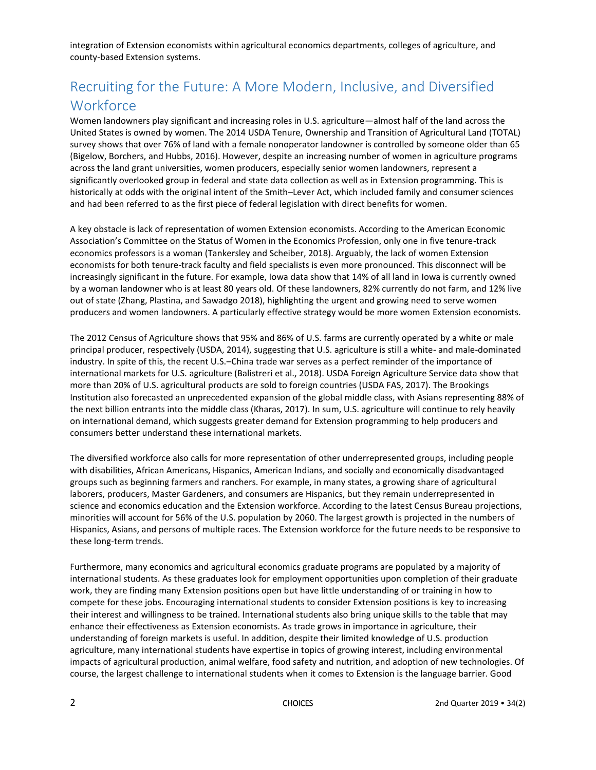integration of Extension economists within agricultural economics departments, colleges of agriculture, and county-based Extension systems.

## Recruiting for the Future: A More Modern, Inclusive, and Diversified Workforce

Women landowners play significant and increasing roles in U.S. agriculture—almost half of the land across the United States is owned by women. The 2014 USDA Tenure, Ownership and Transition of Agricultural Land (TOTAL) survey shows that over 76% of land with a female nonoperator landowner is controlled by someone older than 65 (Bigelow, Borchers, and Hubbs, 2016). However, despite an increasing number of women in agriculture programs across the land grant universities, women producers, especially senior women landowners, represent a significantly overlooked group in federal and state data collection as well as in Extension programming. This is historically at odds with the original intent of the Smith–Lever Act, which included family and consumer sciences and had been referred to as the first piece of federal legislation with direct benefits for women.

A key obstacle is lack of representation of women Extension economists. According to the American Economic Association's Committee on the Status of Women in the Economics Profession, only one in five tenure-track economics professors is a woman (Tankersley and Scheiber, 2018). Arguably, the lack of women Extension economists for both tenure-track faculty and field specialists is even more pronounced. This disconnect will be increasingly significant in the future. For example, Iowa data show that 14% of all land in Iowa is currently owned by a woman landowner who is at least 80 years old. Of these landowners, 82% currently do not farm, and 12% live out of state (Zhang, Plastina, and Sawadgo 2018), highlighting the urgent and growing need to serve women producers and women landowners. A particularly effective strategy would be more women Extension economists.

The 2012 Census of Agriculture shows that 95% and 86% of U.S. farms are currently operated by a white or male principal producer, respectively (USDA, 2014), suggesting that U.S. agriculture is still a white- and male-dominated industry. In spite of this, the recent U.S.–China trade war serves as a perfect reminder of the importance of international markets for U.S. agriculture (Balistreri et al., 2018). USDA Foreign Agriculture Service data show that more than 20% of U.S. agricultural products are sold to foreign countries (USDA FAS, 2017). The Brookings Institution also forecasted an unprecedented expansion of the global middle class, with Asians representing 88% of the next billion entrants into the middle class (Kharas, 2017). In sum, U.S. agriculture will continue to rely heavily on international demand, which suggests greater demand for Extension programming to help producers and consumers better understand these international markets.

The diversified workforce also calls for more representation of other underrepresented groups, including people with disabilities, African Americans, Hispanics, American Indians, and socially and economically disadvantaged groups such as beginning farmers and ranchers. For example, in many states, a growing share of agricultural laborers, producers, Master Gardeners, and consumers are Hispanics, but they remain underrepresented in science and economics education and the Extension workforce. According to the latest Census Bureau projections, minorities will account for 56% of the U.S. population by 2060. The largest growth is projected in the numbers of Hispanics, Asians, and persons of multiple races. The Extension workforce for the future needs to be responsive to these long-term trends.

Furthermore, many economics and agricultural economics graduate programs are populated by a majority of international students. As these graduates look for employment opportunities upon completion of their graduate work, they are finding many Extension positions open but have little understanding of or training in how to compete for these jobs. Encouraging international students to consider Extension positions is key to increasing their interest and willingness to be trained. International students also bring unique skills to the table that may enhance their effectiveness as Extension economists. As trade grows in importance in agriculture, their understanding of foreign markets is useful. In addition, despite their limited knowledge of U.S. production agriculture, many international students have expertise in topics of growing interest, including environmental impacts of agricultural production, animal welfare, food safety and nutrition, and adoption of new technologies. Of course, the largest challenge to international students when it comes to Extension is the language barrier. Good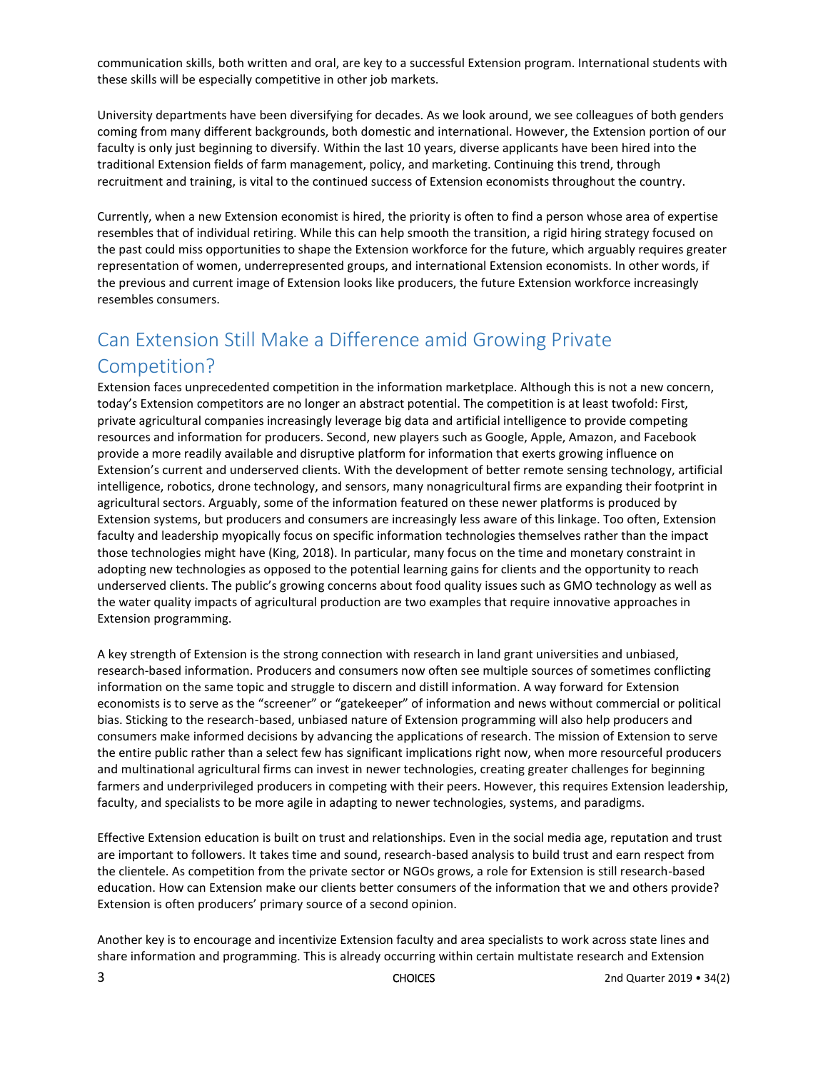communication skills, both written and oral, are key to a successful Extension program. International students with these skills will be especially competitive in other job markets.

University departments have been diversifying for decades. As we look around, we see colleagues of both genders coming from many different backgrounds, both domestic and international. However, the Extension portion of our faculty is only just beginning to diversify. Within the last 10 years, diverse applicants have been hired into the traditional Extension fields of farm management, policy, and marketing. Continuing this trend, through recruitment and training, is vital to the continued success of Extension economists throughout the country.

Currently, when a new Extension economist is hired, the priority is often to find a person whose area of expertise resembles that of individual retiring. While this can help smooth the transition, a rigid hiring strategy focused on the past could miss opportunities to shape the Extension workforce for the future, which arguably requires greater representation of women, underrepresented groups, and international Extension economists. In other words, if the previous and current image of Extension looks like producers, the future Extension workforce increasingly resembles consumers.

## Can Extension Still Make a Difference amid Growing Private Competition?

Extension faces unprecedented competition in the information marketplace. Although this is not a new concern, today's Extension competitors are no longer an abstract potential. The competition is at least twofold: First, private agricultural companies increasingly leverage big data and artificial intelligence to provide competing resources and information for producers. Second, new players such as Google, Apple, Amazon, and Facebook provide a more readily available and disruptive platform for information that exerts growing influence on Extension's current and underserved clients. With the development of better remote sensing technology, artificial intelligence, robotics, drone technology, and sensors, many nonagricultural firms are expanding their footprint in agricultural sectors. Arguably, some of the information featured on these newer platforms is produced by Extension systems, but producers and consumers are increasingly less aware of this linkage. Too often, Extension faculty and leadership myopically focus on specific information technologies themselves rather than the impact those technologies might have (King, 2018). In particular, many focus on the time and monetary constraint in adopting new technologies as opposed to the potential learning gains for clients and the opportunity to reach underserved clients. The public's growing concerns about food quality issues such as GMO technology as well as the water quality impacts of agricultural production are two examples that require innovative approaches in Extension programming.

A key strength of Extension is the strong connection with research in land grant universities and unbiased, research-based information. Producers and consumers now often see multiple sources of sometimes conflicting information on the same topic and struggle to discern and distill information. A way forward for Extension economists is to serve as the "screener" or "gatekeeper" of information and news without commercial or political bias. Sticking to the research-based, unbiased nature of Extension programming will also help producers and consumers make informed decisions by advancing the applications of research. The mission of Extension to serve the entire public rather than a select few has significant implications right now, when more resourceful producers and multinational agricultural firms can invest in newer technologies, creating greater challenges for beginning farmers and underprivileged producers in competing with their peers. However, this requires Extension leadership, faculty, and specialists to be more agile in adapting to newer technologies, systems, and paradigms.

Effective Extension education is built on trust and relationships. Even in the social media age, reputation and trust are important to followers. It takes time and sound, research-based analysis to build trust and earn respect from the clientele. As competition from the private sector or NGOs grows, a role for Extension is still research-based education. How can Extension make our clients better consumers of the information that we and others provide? Extension is often producers' primary source of a second opinion.

Another key is to encourage and incentivize Extension faculty and area specialists to work across state lines and share information and programming. This is already occurring within certain multistate research and Extension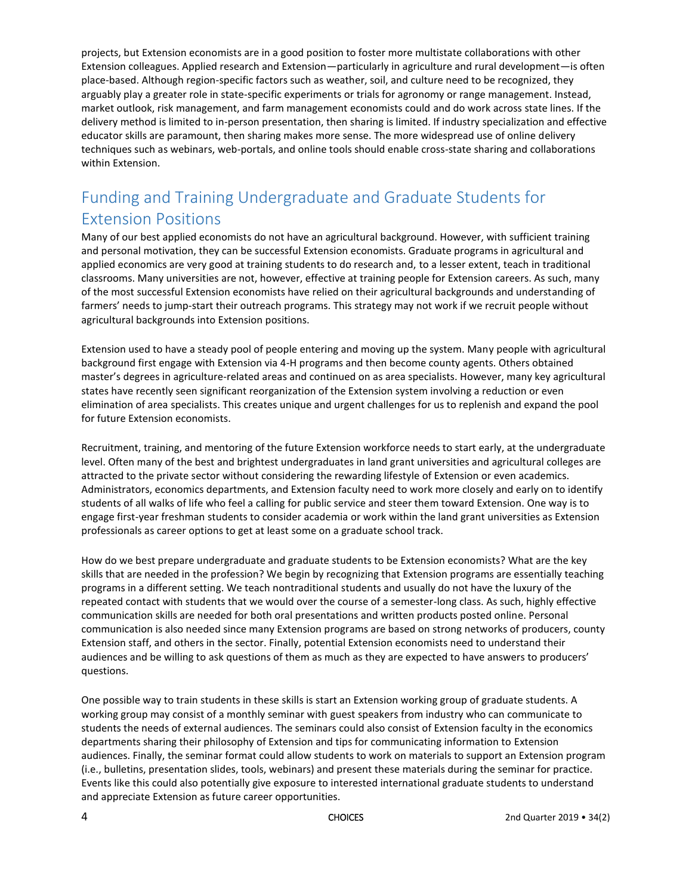projects, but Extension economists are in a good position to foster more multistate collaborations with other Extension colleagues. Applied research and Extension—particularly in agriculture and rural development—is often place-based. Although region-specific factors such as weather, soil, and culture need to be recognized, they arguably play a greater role in state-specific experiments or trials for agronomy or range management. Instead, market outlook, risk management, and farm management economists could and do work across state lines. If the delivery method is limited to in-person presentation, then sharing is limited. If industry specialization and effective educator skills are paramount, then sharing makes more sense. The more widespread use of online delivery techniques such as webinars, web-portals, and online tools should enable cross-state sharing and collaborations within Extension.

## Funding and Training Undergraduate and Graduate Students for Extension Positions

Many of our best applied economists do not have an agricultural background. However, with sufficient training and personal motivation, they can be successful Extension economists. Graduate programs in agricultural and applied economics are very good at training students to do research and, to a lesser extent, teach in traditional classrooms. Many universities are not, however, effective at training people for Extension careers. As such, many of the most successful Extension economists have relied on their agricultural backgrounds and understanding of farmers' needs to jump-start their outreach programs. This strategy may not work if we recruit people without agricultural backgrounds into Extension positions.

Extension used to have a steady pool of people entering and moving up the system. Many people with agricultural background first engage with Extension via 4-H programs and then become county agents. Others obtained master's degrees in agriculture-related areas and continued on as area specialists. However, many key agricultural states have recently seen significant reorganization of the Extension system involving a reduction or even elimination of area specialists. This creates unique and urgent challenges for us to replenish and expand the pool for future Extension economists.

Recruitment, training, and mentoring of the future Extension workforce needs to start early, at the undergraduate level. Often many of the best and brightest undergraduates in land grant universities and agricultural colleges are attracted to the private sector without considering the rewarding lifestyle of Extension or even academics. Administrators, economics departments, and Extension faculty need to work more closely and early on to identify students of all walks of life who feel a calling for public service and steer them toward Extension. One way is to engage first-year freshman students to consider academia or work within the land grant universities as Extension professionals as career options to get at least some on a graduate school track.

How do we best prepare undergraduate and graduate students to be Extension economists? What are the key skills that are needed in the profession? We begin by recognizing that Extension programs are essentially teaching programs in a different setting. We teach nontraditional students and usually do not have the luxury of the repeated contact with students that we would over the course of a semester-long class. As such, highly effective communication skills are needed for both oral presentations and written products posted online. Personal communication is also needed since many Extension programs are based on strong networks of producers, county Extension staff, and others in the sector. Finally, potential Extension economists need to understand their audiences and be willing to ask questions of them as much as they are expected to have answers to producers' questions.

One possible way to train students in these skills is start an Extension working group of graduate students. A working group may consist of a monthly seminar with guest speakers from industry who can communicate to students the needs of external audiences. The seminars could also consist of Extension faculty in the economics departments sharing their philosophy of Extension and tips for communicating information to Extension audiences. Finally, the seminar format could allow students to work on materials to support an Extension program (i.e., bulletins, presentation slides, tools, webinars) and present these materials during the seminar for practice. Events like this could also potentially give exposure to interested international graduate students to understand and appreciate Extension as future career opportunities.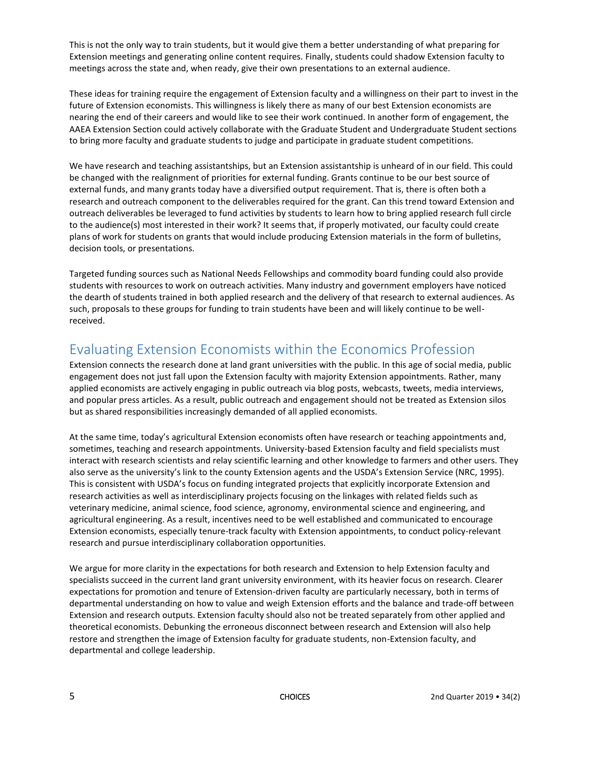This is not the only way to train students, but it would give them a better understanding of what preparing for Extension meetings and generating online content requires. Finally, students could shadow Extension faculty to meetings across the state and, when ready, give their own presentations to an external audience.

These ideas for training require the engagement of Extension faculty and a willingness on their part to invest in the future of Extension economists. This willingness is likely there as many of our best Extension economists are nearing the end of their careers and would like to see their work continued. In another form of engagement, the AAEA Extension Section could actively collaborate with the Graduate Student and Undergraduate Student sections to bring more faculty and graduate students to judge and participate in graduate student competitions.

We have research and teaching assistantships, but an Extension assistantship is unheard of in our field. This could be changed with the realignment of priorities for external funding. Grants continue to be our best source of external funds, and many grants today have a diversified output requirement. That is, there is often both a research and outreach component to the deliverables required for the grant. Can this trend toward Extension and outreach deliverables be leveraged to fund activities by students to learn how to bring applied research full circle to the audience(s) most interested in their work? It seems that, if properly motivated, our faculty could create plans of work for students on grants that would include producing Extension materials in the form of bulletins, decision tools, or presentations.

Targeted funding sources such as National Needs Fellowships and commodity board funding could also provide students with resources to work on outreach activities. Many industry and government employers have noticed the dearth of students trained in both applied research and the delivery of that research to external audiences. As such, proposals to these groups for funding to train students have been and will likely continue to be well-received.

## Evaluating Extension Economists within the Economics Profession

Extension connects the research done at land grant universities with the public. In this age of social media, public engagement does not just fall upon the Extension faculty with majority Extension appointments. Rather, many applied economists are actively engaging in public outreach via blog posts, webcasts, tweets, media interviews, and popular press articles. As a result, public outreach and engagement should not be treated as Extension silos but as shared responsibilities increasingly demanded of all applied economists.

At the same time, today's agricultural Extension economists often have research or teaching appointments and, sometimes, teaching and research appointments. University-based Extension faculty and field specialists must interact with research scientists and relay scientific learning and other knowledge to farmers and other users. They also serve as the university's link to the county Extension agents and the USDA's Extension Service (NRC, 1995). This is consistent with USDA's focus on funding integrated projects that explicitly incorporate Extension and research activities as well as interdisciplinary projects focusing on the linkages with related fields such as veterinary medicine, animal science, food science, agronomy, environmental science and engineering, and agricultural engineering. As a result, incentives need to be well established and communicated to encourage Extension economists, especially tenure-track faculty with Extension appointments, to conduct policy-relevant research and pursue interdisciplinary collaboration opportunities.

We argue for more clarity in the expectations for both research and Extension to help Extension faculty and specialists succeed in the current land grant university environment, with its heavier focus on research. Clearer expectations for promotion and tenure of Extension-driven faculty are particularly necessary, both in terms of departmental understanding on how to value and weigh Extension efforts and the balance and trade-off between Extension and research outputs. Extension faculty should also not be treated separately from other applied and theoretical economists. Debunking the erroneous disconnect between research and Extension will also help restore and strengthen the image of Extension faculty for graduate students, non-Extension faculty, and departmental and college leadership.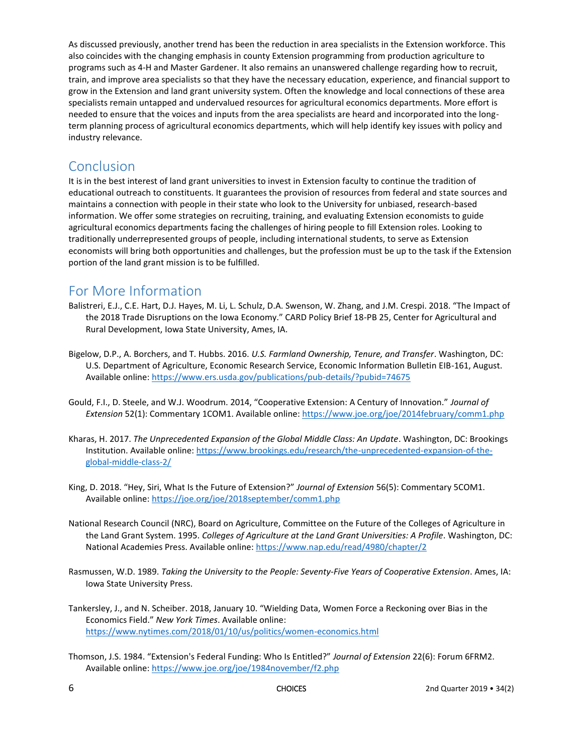As discussed previously, another trend has been the reduction in area specialists in the Extension workforce. This also coincides with the changing emphasis in county Extension programming from production agriculture to programs such as 4-H and Master Gardener. It also remains an unanswered challenge regarding how to recruit, train, and improve area specialists so that they have the necessary education, experience, and financial support to grow in the Extension and land grant university system. Often the knowledge and local connections of these area specialists remain untapped and undervalued resources for agricultural economics departments. More effort is needed to ensure that the voices and inputs from the area specialists are heard and incorporated into the long-term planning process of agricultural economics departments, which will help identify key issues with policy and industry relevance.

## Conclusion

It is in the best interest of land grant universities to invest in Extension faculty to continue the tradition of educational outreach to constituents. It guarantees the provision of resources from federal and state sources and maintains a connection with people in their state who look to the University for unbiased, research-based information. We offer some strategies on recruiting, training, and evaluating Extension economists to guide agricultural economics departments facing the challenges of hiring people to fill Extension roles. Looking to traditionally underrepresented groups of people, including international students, to serve as Extension economists will bring both opportunities and challenges, but the profession must be up to the task if the Extension portion of the land grant mission is to be fulfilled.

## For More Information

Balistreri, E.J., C.E. Hart, D.J. Hayes, M. Li, L. Schulz, D.A. Swenson, W. Zhang, and J.M. Crespi. 2018. "The Impact of the 2018 Trade Disruptions on the Iowa Economy." CARD Policy Brief 18-PB 25, Center for Agricultural and Rural Development, Iowa State University, Ames, IA.

Bigelow, D.P., A. Borchers, and T. Hubbs. 2016. *U.S. Farmland Ownership, Tenure, and Transfer*. Washington, DC: U.S. Department of Agriculture, Economic Research Service, Economic Information Bulletin EIB-161, August. Available online: https://www.ers.usda.gov/publications/pub-details/?pubid=74675

Gould, F.I., D. Steele, and W.J. Woodrum. 2014, "Cooperative Extension: A Century of Innovation." *Journal of Extension* 52(1): Commentary 1COM1. Available online: https://www.joe.org/joe/2014february/comm1.php

Kharas, H. 2017. *The Unprecedented Expansion of the Global Middle Class: An Update*. Washington, DC: Brookings Institution. Available online: https://www.brookings.edu/research/the-unprecedented-expansion-of-the-global-middle-class-2/

King, D. 2018. "Hey, Siri, What Is the Future of Extension?" *Journal of Extension* 56(5): Commentary 5COM1. Available online: https://joe.org/joe/2018september/comm1.php

National Research Council (NRC), Board on Agriculture, Committee on the Future of the Colleges of Agriculture in the Land Grant System. 1995. *Colleges of Agriculture at the Land Grant Universities: A Profile*. Washington, DC: National Academies Press. Available online: https://www.nap.edu/read/4980/chapter/2

Rasmussen, W.D. 1989. *Taking the University to the People: Seventy-Five Years of Cooperative Extension*. Ames, IA: Iowa State University Press.

Tankersley, J., and N. Scheiber. 2018, January 10. "Wielding Data, Women Force a Reckoning over Bias in the Economics Field." *New York Times*. Available online: https://www.nytimes.com/2018/01/10/us/politics/women-economics.html

Thomson, J.S. 1984. "Extension's Federal Funding: Who Is Entitled?" *Journal of Extension* 22(6): Forum 6FRM2. Available online: https://www.joe.org/joe/1984november/f2.php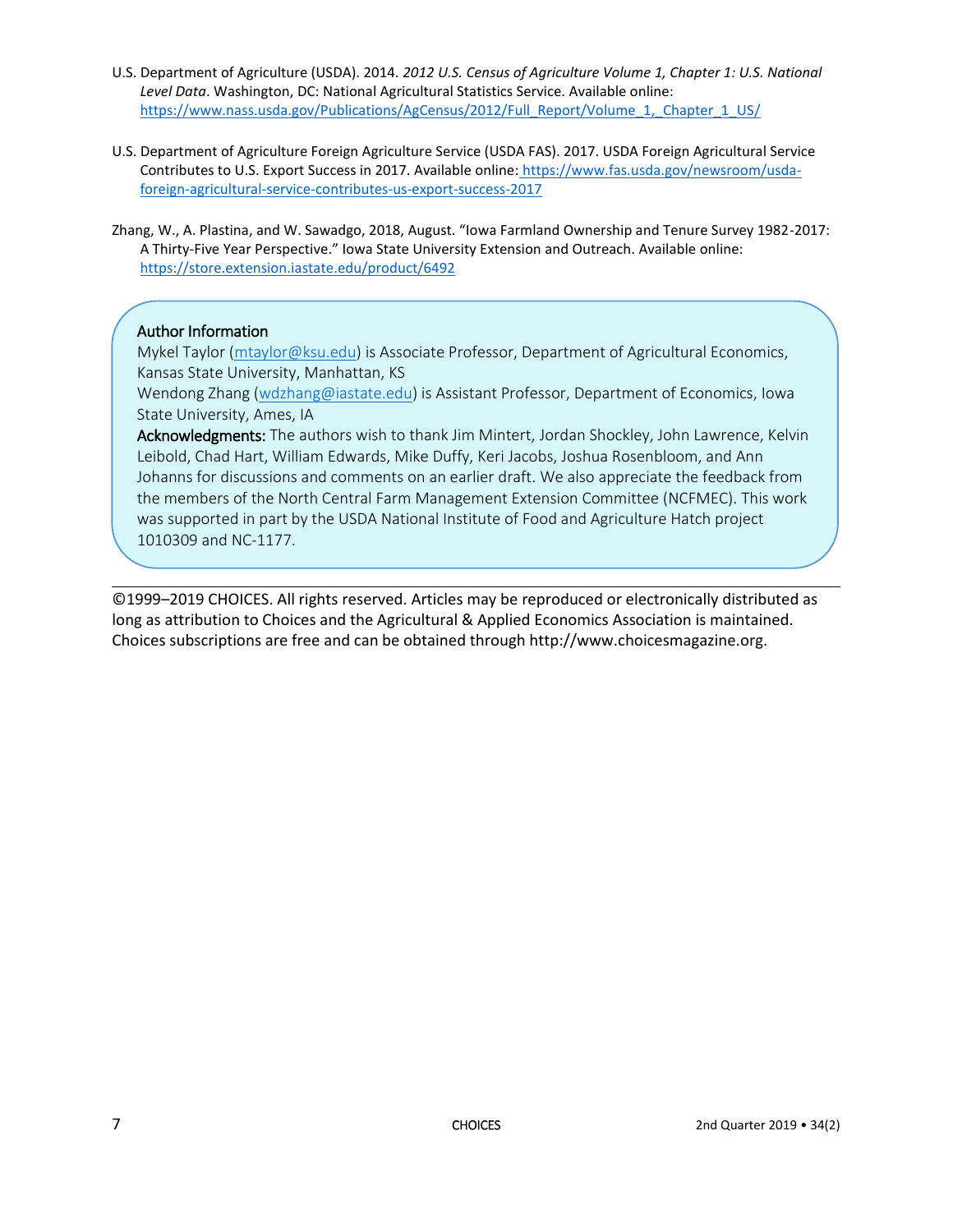U.S. Department of Agriculture (USDA). 2014. *2012 U.S. Census of Agriculture Volume 1, Chapter 1: U.S. National Level Data*. Washington, DC: National Agricultural Statistics Service. Available online: https://www.nass.usda.gov/Publications/AgCensus/2012/Full_Report/Volume_1,_Chapter_1_US/

U.S. Department of Agriculture Foreign Agriculture Service (USDA FAS). 2017. USDA Foreign Agricultural Service Contributes to U.S. Export Success in 2017. Available online: https://www.fas.usda.gov/newsroom/usda-foreign-agricultural-service-contributes-us-export-success-2017

Zhang, W., A. Plastina, and W. Sawadgo, 2018, August. "Iowa Farmland Ownership and Tenure Survey 1982-2017: A Thirty-Five Year Perspective." Iowa State University Extension and Outreach. Available online: https://store.extension.iastate.edu/product/6492

Author Information

Mykel Taylor (mtaylor@ksu.edu) is Associate Professor, Department of Agricultural Economics, Kansas State University, Manhattan, KS

Wendong Zhang (wdzhang@iastate.edu) is Assistant Professor, Department of Economics, Iowa State University, Ames, IA

**Acknowledgments:** The authors wish to thank Jim Mintert, Jordan Shockley, John Lawrence, Kelvin Leibold, Chad Hart, William Edwards, Mike Duffy, Keri Jacobs, Joshua Rosenbloom, and Ann Johanns for discussions and comments on an earlier draft. We also appreciate the feedback from the members of the North Central Farm Management Extension Committee (NCFMEC). This work was supported in part by the USDA National Institute of Food and Agriculture Hatch project 1010309 and NC-1177.

---

©1999–2019 CHOICES. All rights reserved. Articles may be reproduced or electronically distributed as long as attribution to Choices and the Agricultural & Applied Economics Association is maintained. Choices subscriptions are free and can be obtained through http://www.choicesmagazine.org.